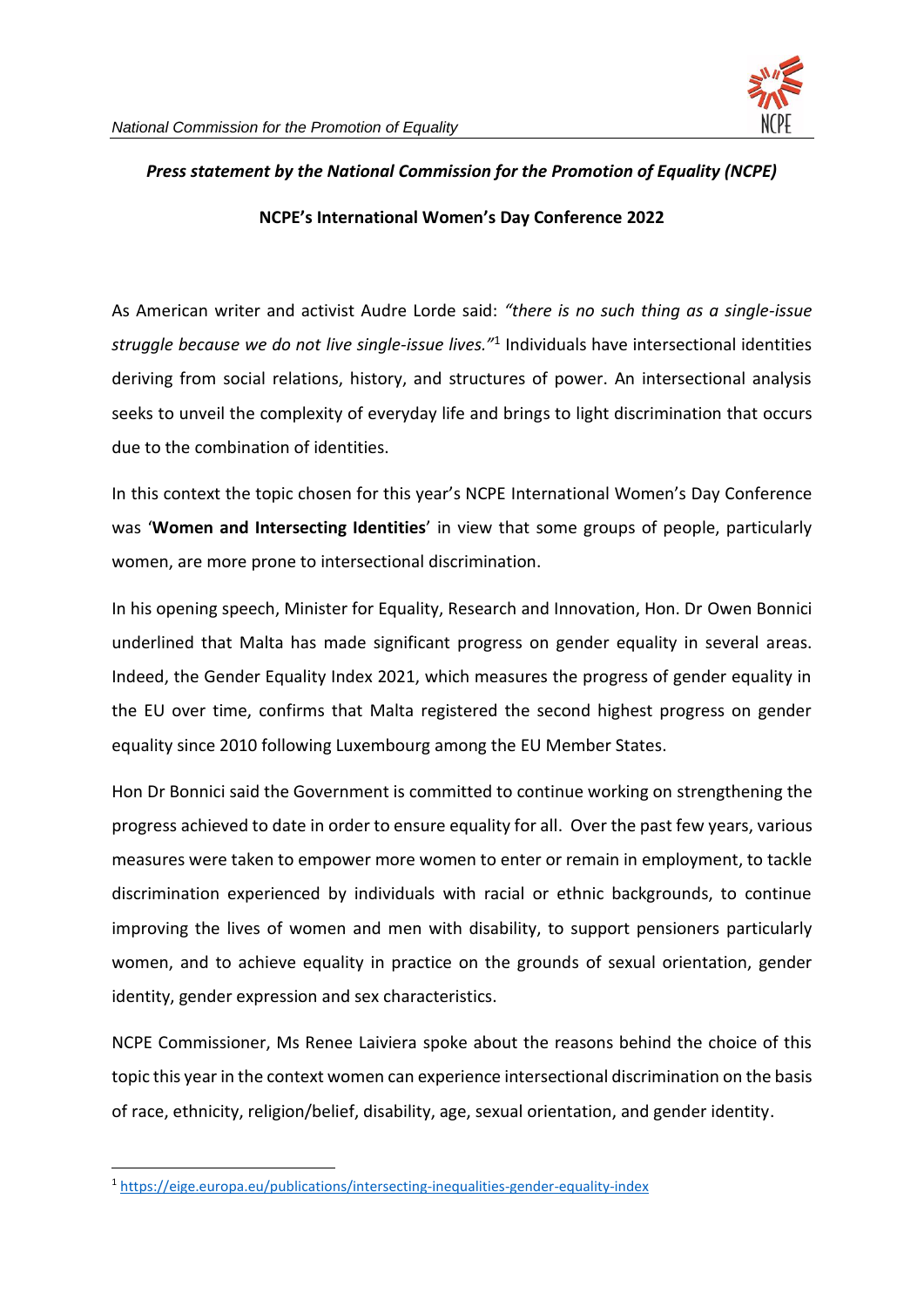***Press statement by the National Commission for the Promotion of Equality (NCPE)***

**NCPE's International Women's Day Conference 2022**

As American writer and activist Audre Lorde said: *"there is no such thing as a single-issue struggle because we do not live single-issue lives."*[1] Individuals have intersectional identities deriving from social relations, history, and structures of power. An intersectional analysis seeks to unveil the complexity of everyday life and brings to light discrimination that occurs due to the combination of identities.

In this context the topic chosen for this year's NCPE International Women's Day Conference was '**Women and Intersecting Identities**' in view that some groups of people, particularly women, are more prone to intersectional discrimination.

In his opening speech, Minister for Equality, Research and Innovation, Hon. Dr Owen Bonnici underlined that Malta has made significant progress on gender equality in several areas. Indeed, the Gender Equality Index 2021, which measures the progress of gender equality in the EU over time, confirms that Malta registered the second highest progress on gender equality since 2010 following Luxembourg among the EU Member States.

Hon Dr Bonnici said the Government is committed to continue working on strengthening the progress achieved to date in order to ensure equality for all. Over the past few years, various measures were taken to empower more women to enter or remain in employment, to tackle discrimination experienced by individuals with racial or ethnic backgrounds, to continue improving the lives of women and men with disability, to support pensioners particularly women, and to achieve equality in practice on the grounds of sexual orientation, gender identity, gender expression and sex characteristics.

NCPE Commissioner, Ms Renee Laiviera spoke about the reasons behind the choice of this topic this year in the context women can experience intersectional discrimination on the basis of race, ethnicity, religion/belief, disability, age, sexual orientation, and gender identity.

[1] https://eige.europa.eu/publications/intersecting-inequalities-gender-equality-index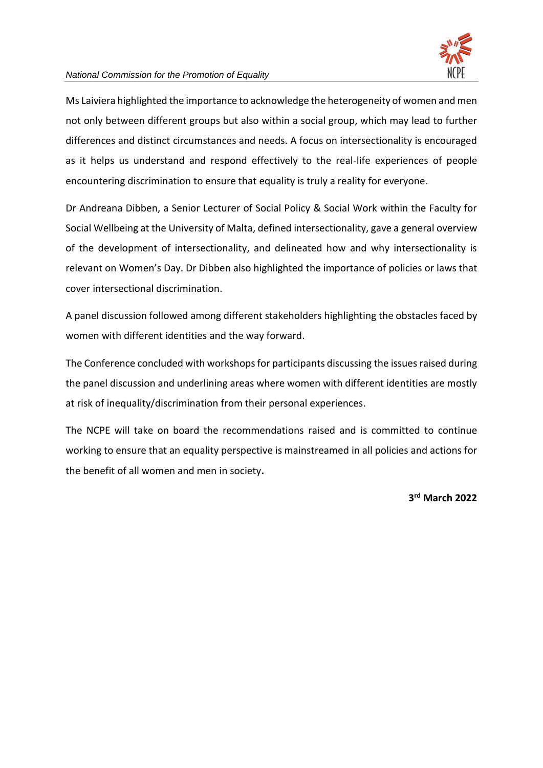Ms Laiviera highlighted the importance to acknowledge the heterogeneity of women and men not only between different groups but also within a social group, which may lead to further differences and distinct circumstances and needs. A focus on intersectionality is encouraged as it helps us understand and respond effectively to the real-life experiences of people encountering discrimination to ensure that equality is truly a reality for everyone.

Dr Andreana Dibben, a Senior Lecturer of Social Policy & Social Work within the Faculty for Social Wellbeing at the University of Malta, defined intersectionality, gave a general overview of the development of intersectionality, and delineated how and why intersectionality is relevant on Women's Day. Dr Dibben also highlighted the importance of policies or laws that cover intersectional discrimination.

A panel discussion followed among different stakeholders highlighting the obstacles faced by women with different identities and the way forward.

The Conference concluded with workshops for participants discussing the issues raised during the panel discussion and underlining areas where women with different identities are mostly at risk of inequality/discrimination from their personal experiences.

The NCPE will take on board the recommendations raised and is committed to continue working to ensure that an equality perspective is mainstreamed in all policies and actions for the benefit of all women and men in society**.**

**3rd March 2022**